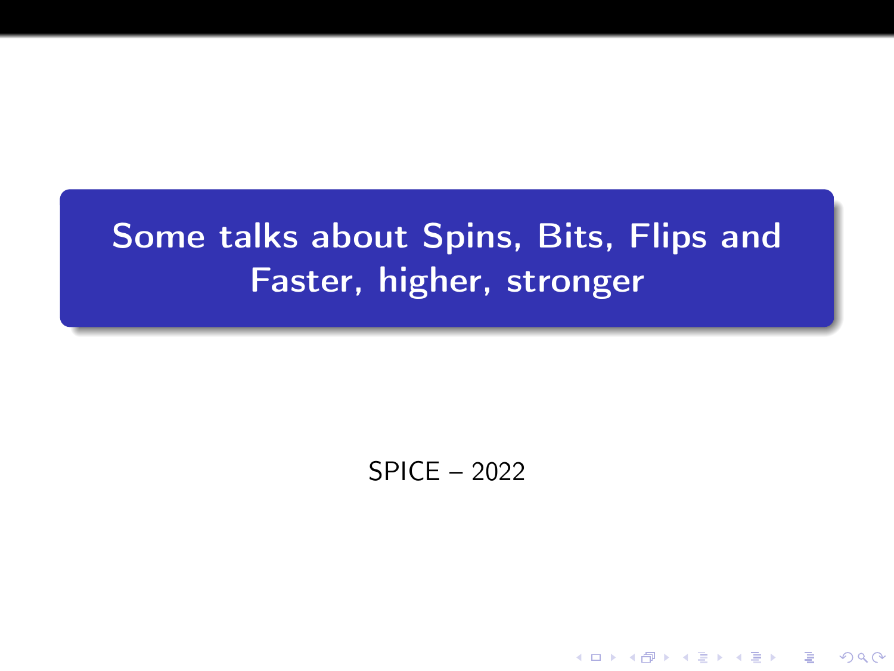# Some talks about Spins, Bits, Flips and Faster, higher, stronger

SPICE – 2022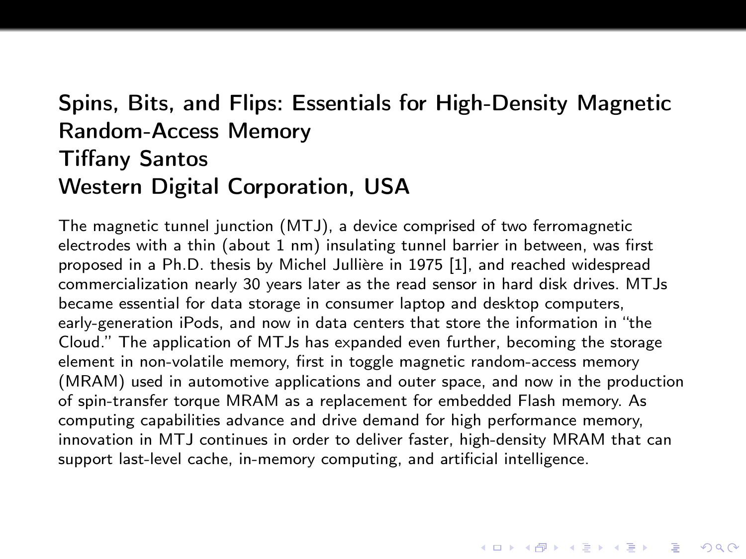# Spins, Bits, and Flips: Essentials for High-Density Magnetic Random-Access Memory
## Tiffany Santos
## Western Digital Corporation, USA

The magnetic tunnel junction (MTJ), a device comprised of two ferromagnetic electrodes with a thin (about 1 nm) insulating tunnel barrier in between, was first proposed in a Ph.D. thesis by Michel Jullière in 1975 [1], and reached widespread commercialization nearly 30 years later as the read sensor in hard disk drives. MTJs became essential for data storage in consumer laptop and desktop computers, early-generation iPods, and now in data centers that store the information in "the Cloud." The application of MTJs has expanded even further, becoming the storage element in non-volatile memory, first in toggle magnetic random-access memory (MRAM) used in automotive applications and outer space, and now in the production of spin-transfer torque MRAM as a replacement for embedded Flash memory. As computing capabilities advance and drive demand for high performance memory, innovation in MTJ continues in order to deliver faster, high-density MRAM that can support last-level cache, in-memory computing, and artificial intelligence.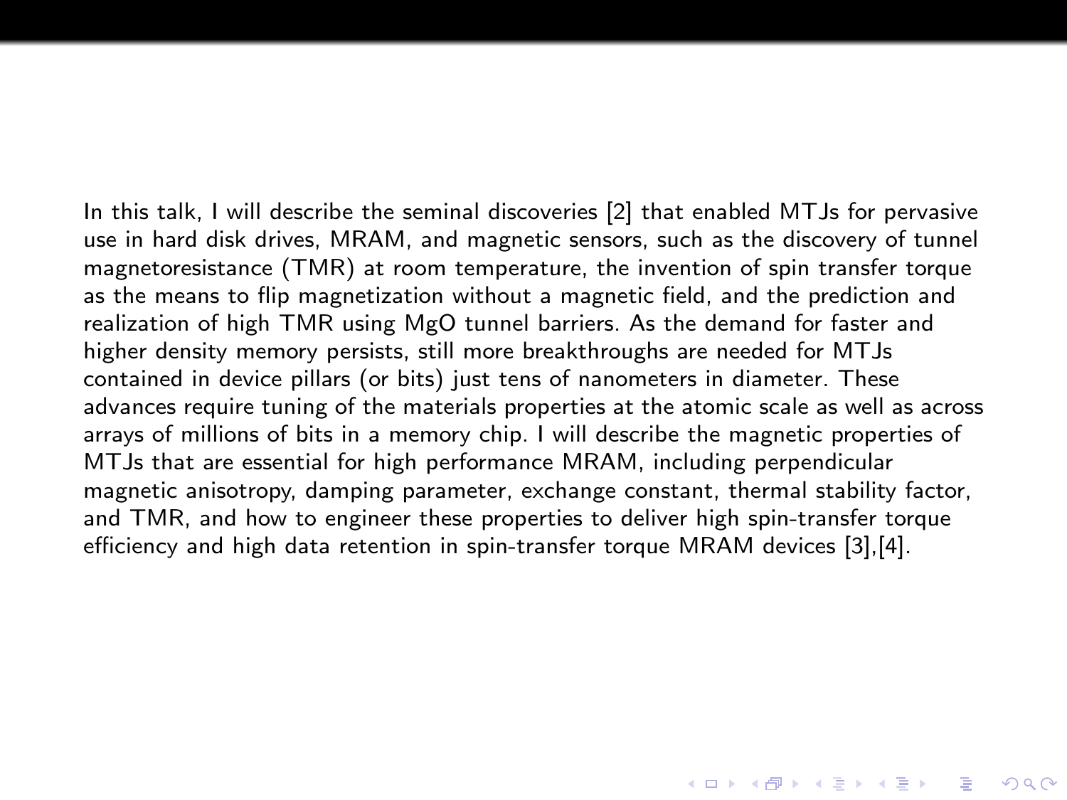In this talk, I will describe the seminal discoveries [2] that enabled MTJs for pervasive use in hard disk drives, MRAM, and magnetic sensors, such as the discovery of tunnel magnetoresistance (TMR) at room temperature, the invention of spin transfer torque as the means to flip magnetization without a magnetic field, and the prediction and realization of high TMR using MgO tunnel barriers. As the demand for faster and higher density memory persists, still more breakthroughs are needed for MTJs contained in device pillars (or bits) just tens of nanometers in diameter. These advances require tuning of the materials properties at the atomic scale as well as across arrays of millions of bits in a memory chip. I will describe the magnetic properties of MTJs that are essential for high performance MRAM, including perpendicular magnetic anisotropy, damping parameter, exchange constant, thermal stability factor, and TMR, and how to engineer these properties to deliver high spin-transfer torque efficiency and high data retention in spin-transfer torque MRAM devices [3],[4].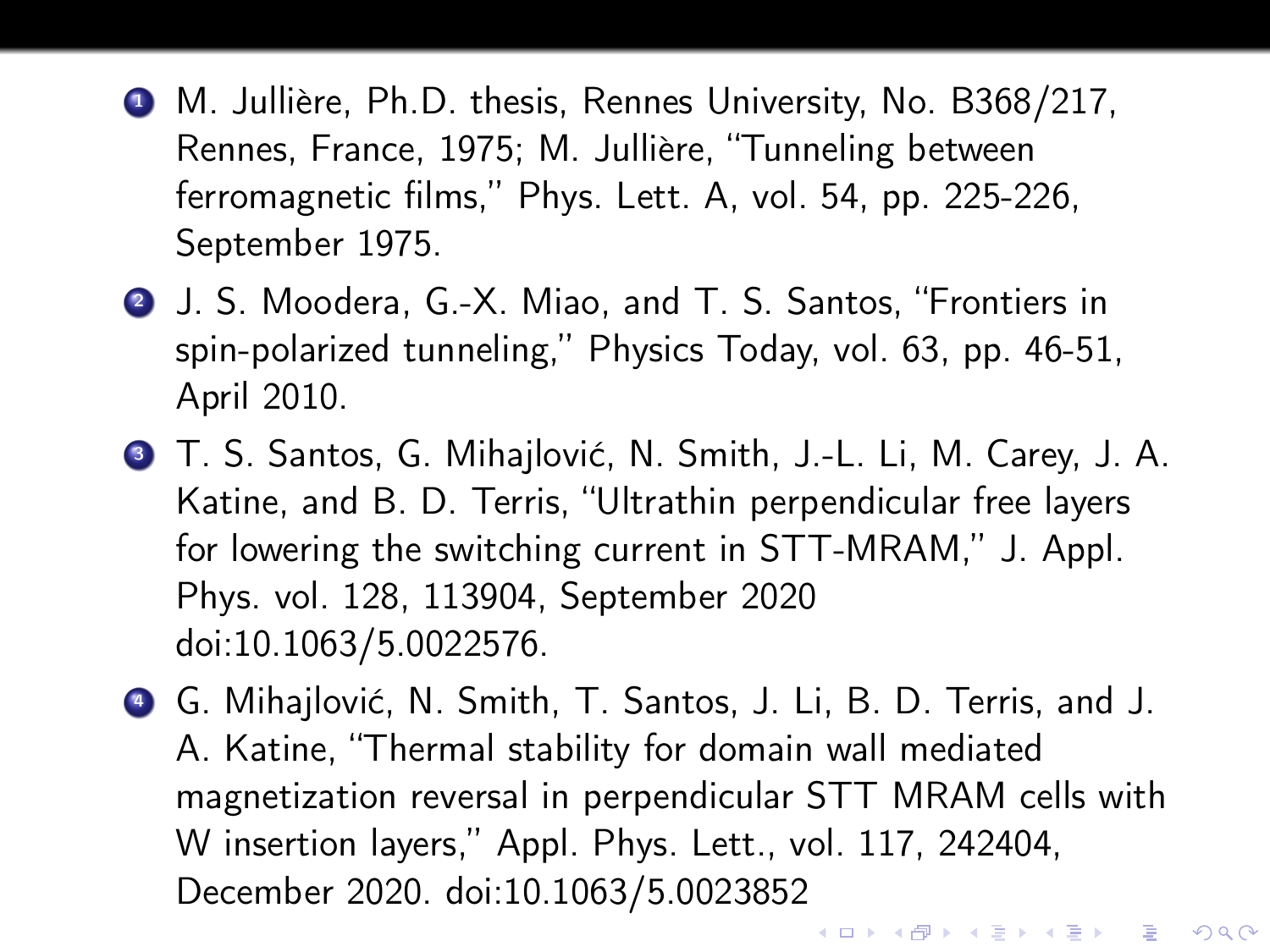1. M. Jullière, Ph.D. thesis, Rennes University, No. B368/217, Rennes, France, 1975; M. Jullière, "Tunneling between ferromagnetic films," Phys. Lett. A, vol. 54, pp. 225-226, September 1975.
2. J. S. Moodera, G.-X. Miao, and T. S. Santos, "Frontiers in spin-polarized tunneling," Physics Today, vol. 63, pp. 46-51, April 2010.
3. T. S. Santos, G. Mihajlović, N. Smith, J.-L. Li, M. Carey, J. A. Katine, and B. D. Terris, "Ultrathin perpendicular free layers for lowering the switching current in STT-MRAM," J. Appl. Phys. vol. 128, 113904, September 2020 doi:10.1063/5.0022576.
4. G. Mihajlović, N. Smith, T. Santos, J. Li, B. D. Terris, and J. A. Katine, "Thermal stability for domain wall mediated magnetization reversal in perpendicular STT MRAM cells with W insertion layers," Appl. Phys. Lett., vol. 117, 242404, December 2020. doi:10.1063/5.0023852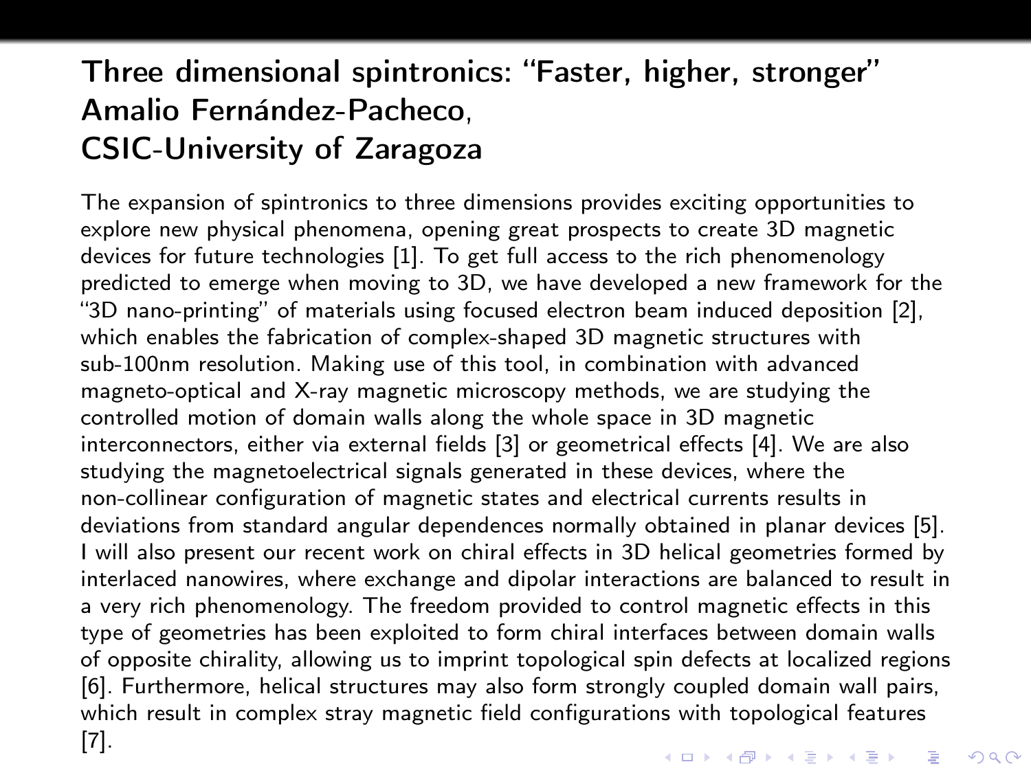## Three dimensional spintronics: “Faster, higher, stronger” Amalio Fernández-Pacheco, CSIC-University of Zaragoza

The expansion of spintronics to three dimensions provides exciting opportunities to explore new physical phenomena, opening great prospects to create 3D magnetic devices for future technologies [1]. To get full access to the rich phenomenology predicted to emerge when moving to 3D, we have developed a new framework for the “3D nano-printing” of materials using focused electron beam induced deposition [2], which enables the fabrication of complex-shaped 3D magnetic structures with sub-100nm resolution. Making use of this tool, in combination with advanced magneto-optical and X-ray magnetic microscopy methods, we are studying the controlled motion of domain walls along the whole space in 3D magnetic interconnectors, either via external fields [3] or geometrical effects [4]. We are also studying the magnetoelectrical signals generated in these devices, where the non-collinear configuration of magnetic states and electrical currents results in deviations from standard angular dependences normally obtained in planar devices [5]. I will also present our recent work on chiral effects in 3D helical geometries formed by interlaced nanowires, where exchange and dipolar interactions are balanced to result in a very rich phenomenology. The freedom provided to control magnetic effects in this type of geometries has been exploited to form chiral interfaces between domain walls of opposite chirality, allowing us to imprint topological spin defects at localized regions [6]. Furthermore, helical structures may also form strongly coupled domain wall pairs, which result in complex stray magnetic field configurations with topological features [7].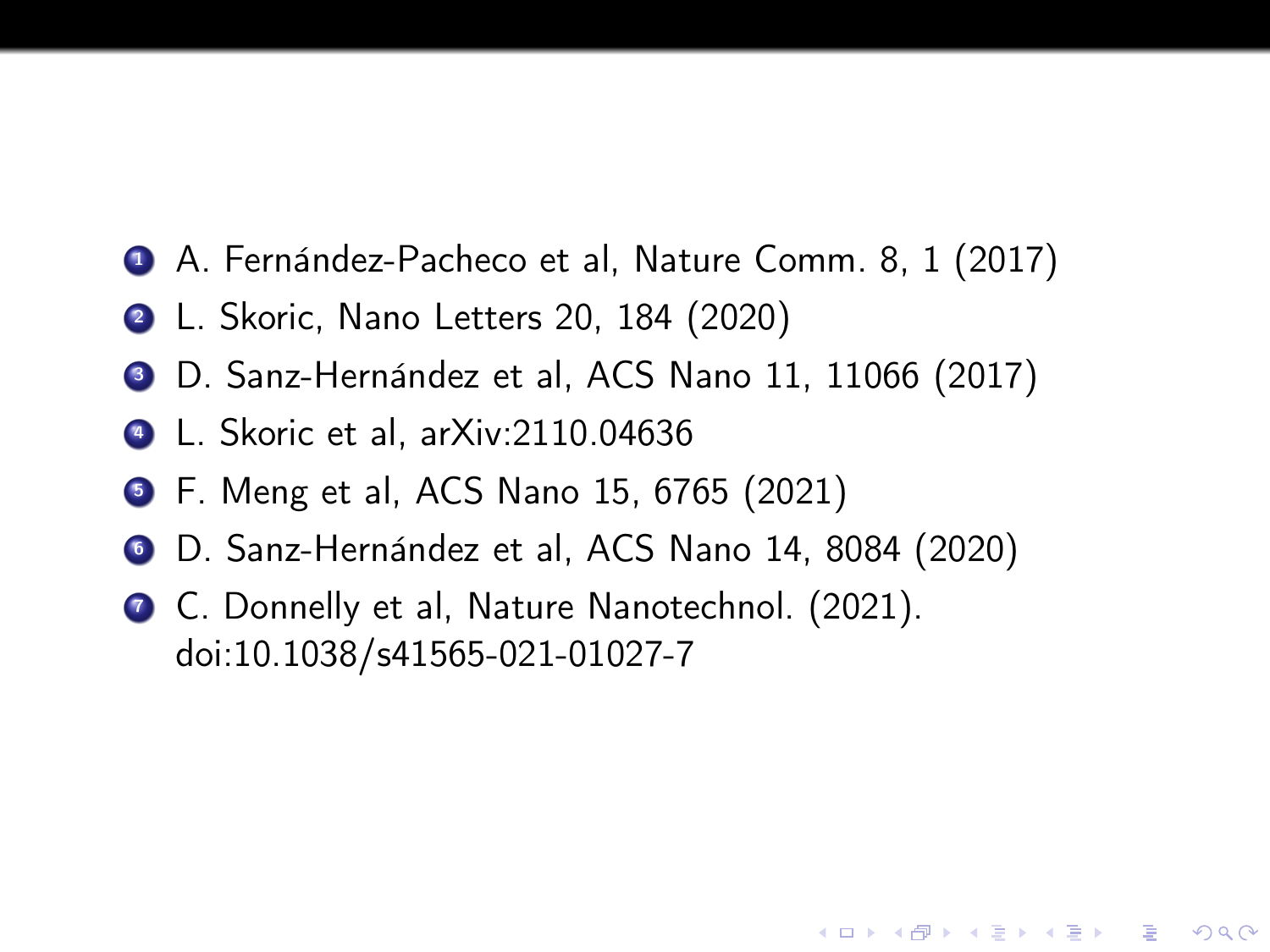1. A. Fernández-Pacheco et al, Nature Comm. 8, 1 (2017)
2. L. Skoric, Nano Letters 20, 184 (2020)
3. D. Sanz-Hernández et al, ACS Nano 11, 11066 (2017)
4. L. Skoric et al, arXiv:2110.04636
5. F. Meng et al, ACS Nano 15, 6765 (2021)
6. D. Sanz-Hernández et al, ACS Nano 14, 8084 (2020)
7. C. Donnelly et al, Nature Nanotechnol. (2021). doi:10.1038/s41565-021-01027-7